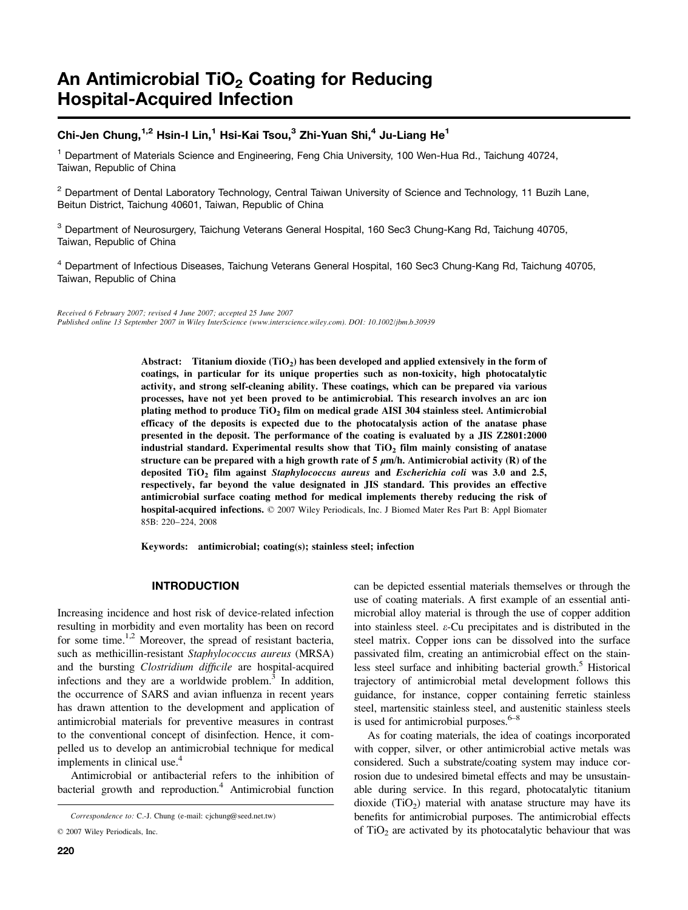# An Antimicrobial $TiO_2$ Coating for Reducing Hospital-Acquired Infection

**Chi-Jen Chung,[1,2] Hsin-I Lin,[1] Hsi-Kai Tsou,[3] Zhi-Yuan Shi,[4] Ju-Liang He[1]**

[1] Department of Materials Science and Engineering, Feng Chia University, 100 Wen-Hua Rd., Taichung 40724, Taiwan, Republic of China

[2] Department of Dental Laboratory Technology, Central Taiwan University of Science and Technology, 11 Buzih Lane, Beitun District, Taichung 40601, Taiwan, Republic of China

[3] Department of Neurosurgery, Taichung Veterans General Hospital, 160 Sec3 Chung-Kang Rd, Taichung 40705, Taiwan, Republic of China

[4] Department of Infectious Diseases, Taichung Veterans General Hospital, 160 Sec3 Chung-Kang Rd, Taichung 40705, Taiwan, Republic of China

*Received 6 February 2007; revised 4 June 2007; accepted 25 June 2007*
*Published online 13 September 2007 in Wiley InterScience (www.interscience.wiley.com). DOI: 10.1002/jbm.b.30939*

**Abstract: Titanium dioxide ($TiO_2$) has been developed and applied extensively in the form of coatings, in particular for its unique properties such as non-toxicity, high photocatalytic activity, and strong self-cleaning ability. These coatings, which can be prepared via various processes, have not yet been proved to be antimicrobial. This research involves an arc ion plating method to produce $TiO_2$ film on medical grade AISI 304 stainless steel. Antimicrobial efficacy of the deposits is expected due to the photocatalysis action of the anatase phase presented in the deposit. The performance of the coating is evaluated by a JIS Z2801:2000 industrial standard. Experimental results show that $TiO_2$ film mainly consisting of anatase structure can be prepared with a high growth rate of 5 $\mu$m/h. Antimicrobial activity (R) of the deposited $TiO_2$ film against *Staphylococcus aureus* and *Escherichia coli* was 3.0 and 2.5, respectively, far beyond the value designated in JIS standard. This provides an effective antimicrobial surface coating method for medical implements thereby reducing the risk of hospital-acquired infections.** © 2007 Wiley Periodicals, Inc. J Biomed Mater Res Part B: Appl Biomater 85B: 220–224, 2008

**Keywords: antimicrobial; coating(s); stainless steel; infection**

## INTRODUCTION

Increasing incidence and host risk of device-related infection resulting in morbidity and even mortality has been on record for some time.[1,2] Moreover, the spread of resistant bacteria, such as methicillin-resistant *Staphylococcus aureus* (MRSA) and the bursting *Clostridium difficile* are hospital-acquired infections and they are a worldwide problem.[3] In addition, the occurrence of SARS and avian influenza in recent years has drawn attention to the development and application of antimicrobial materials for preventive measures in contrast to the conventional concept of disinfection. Hence, it compelled us to develop an antimicrobial technique for medical implements in clinical use.[4]

Antimicrobial or antibacterial refers to the inhibition of bacterial growth and reproduction.[4] Antimicrobial function can be depicted essential materials themselves or through the use of coating materials. A first example of an essential antimicrobial alloy material is through the use of copper addition into stainless steel. $\varepsilon$-Cu precipitates and is distributed in the steel matrix. Copper ions can be dissolved into the surface passivated film, creating an antimicrobial effect on the stainless steel surface and inhibiting bacterial growth.[5] Historical trajectory of antimicrobial metal development follows this guidance, for instance, copper containing ferretic stainless steel, martensitic stainless steel, and austenitic stainless steels is used for antimicrobial purposes.[6–8]

As for coating materials, the idea of coatings incorporated with copper, silver, or other antimicrobial active metals was considered. Such a substrate/coating system may induce corrosion due to undesired bimetal effects and may be unsustainable during service. In this regard, photocatalytic titanium dioxide ($TiO_2$) material with anatase structure may have its benefits for antimicrobial purposes. The antimicrobial effects of $TiO_2$ are activated by its photocatalytic behaviour that was

*Correspondence to:* C.-J. Chung (e-mail: cjchung@seed.net.tw)

© 2007 Wiley Periodicals, Inc.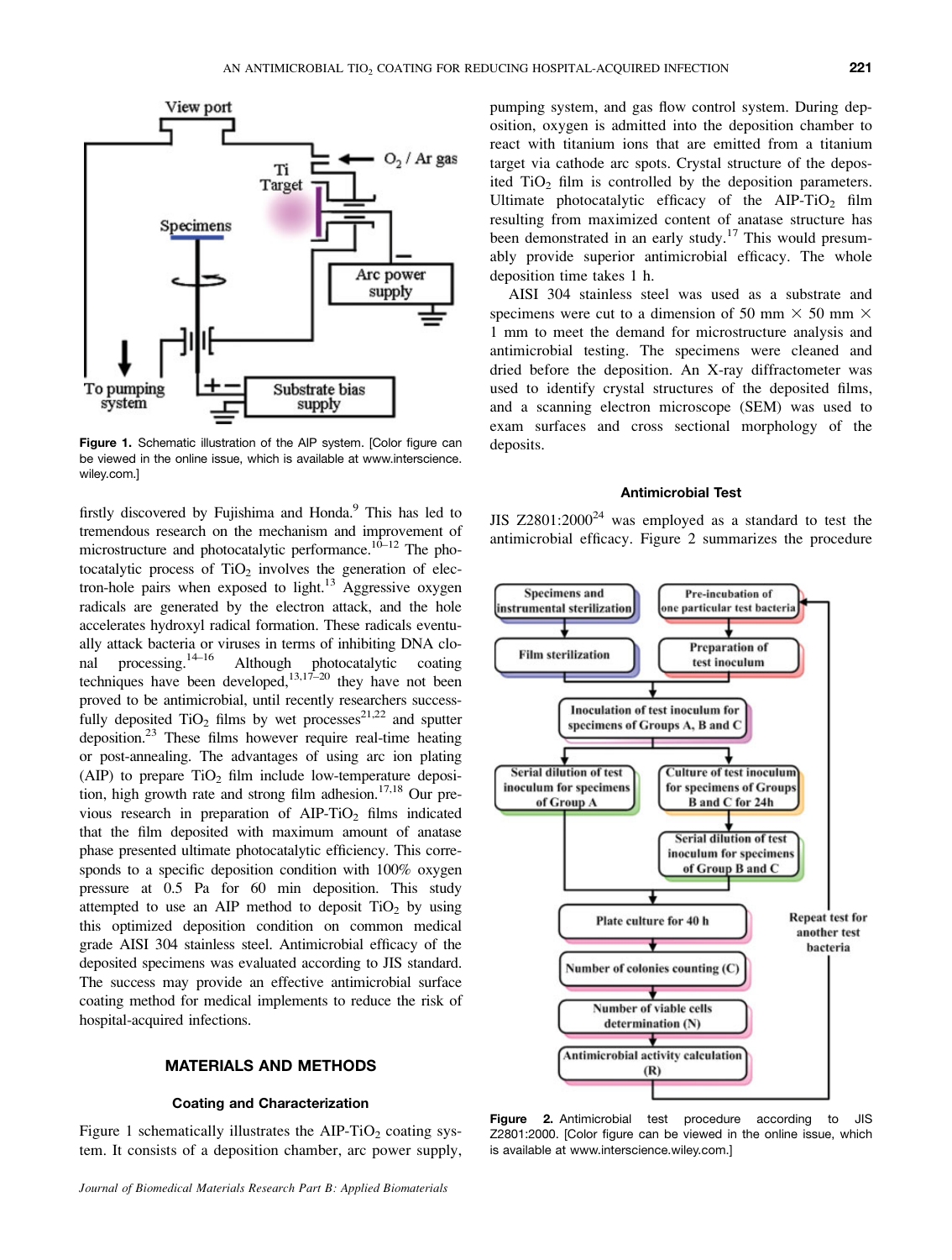Figure 1. Schematic illustration of the AIP system. [Color figure can be viewed in the online issue, which is available at www.interscience.wiley.com.]

firstly discovered by Fujishima and Honda.[9] This has led to tremendous research on the mechanism and improvement of microstructure and photocatalytic performance.[10–12] The photocatalytic process of $TiO_2$ involves the generation of electron-hole pairs when exposed to light.[13] Aggressive oxygen radicals are generated by the electron attack, and the hole accelerates hydroxyl radical formation. These radicals eventually attack bacteria or viruses in terms of inhibiting DNA clonal processing.[14–16] Although photocatalytic coating techniques have been developed,[13,17–20] they have not been proved to be antimicrobial, until recently researchers successfully deposited $TiO_2$ films by wet processes[21,22] and sputter deposition.[23] These films however require real-time heating or post-annealing. The advantages of using arc ion plating (AIP) to prepare $TiO_2$ film include low-temperature deposition, high growth rate and strong film adhesion.[17,18] Our previous research in preparation of AIP-$TiO_2$ films indicated that the film deposited with maximum amount of anatase phase presented ultimate photocatalytic efficiency. This corresponds to a specific deposition condition with 100% oxygen pressure at 0.5 Pa for 60 min deposition. This study attempted to use an AIP method to deposit $TiO_2$ by using this optimized deposition condition on common medical grade AISI 304 stainless steel. Antimicrobial efficacy of the deposited specimens was evaluated according to JIS standard. The success may provide an effective antimicrobial surface coating method for medical implements to reduce the risk of hospital-acquired infections.

## MATERIALS AND METHODS

### Coating and Characterization

Figure 1 schematically illustrates the AIP-$TiO_2$ coating system. It consists of a deposition chamber, arc power supply, pumping system, and gas flow control system. During deposition, oxygen is admitted into the deposition chamber to react with titanium ions that are emitted from a titanium target via cathode arc spots. Crystal structure of the deposited $TiO_2$ film is controlled by the deposition parameters. Ultimate photocatalytic efficacy of the AIP-$TiO_2$ film resulting from maximized content of anatase structure has been demonstrated in an early study.[17] This would presumably provide superior antimicrobial efficacy. The whole deposition time takes 1 h.

AISI 304 stainless steel was used as a substrate and specimens were cut to a dimension of 50 mm × 50 mm × 1 mm to meet the demand for microstructure analysis and antimicrobial testing. The specimens were cleaned and dried before the deposition. An X-ray diffractometer was used to identify crystal structures of the deposited films, and a scanning electron microscope (SEM) was used to exam surfaces and cross sectional morphology of the deposits.

### Antimicrobial Test

JIS Z2801:2000[24] was employed as a standard to test the antimicrobial efficacy. Figure 2 summarizes the procedure

Figure 2. Antimicrobial test procedure according to JIS Z2801:2000. [Color figure can be viewed in the online issue, which is available at www.interscience.wiley.com.]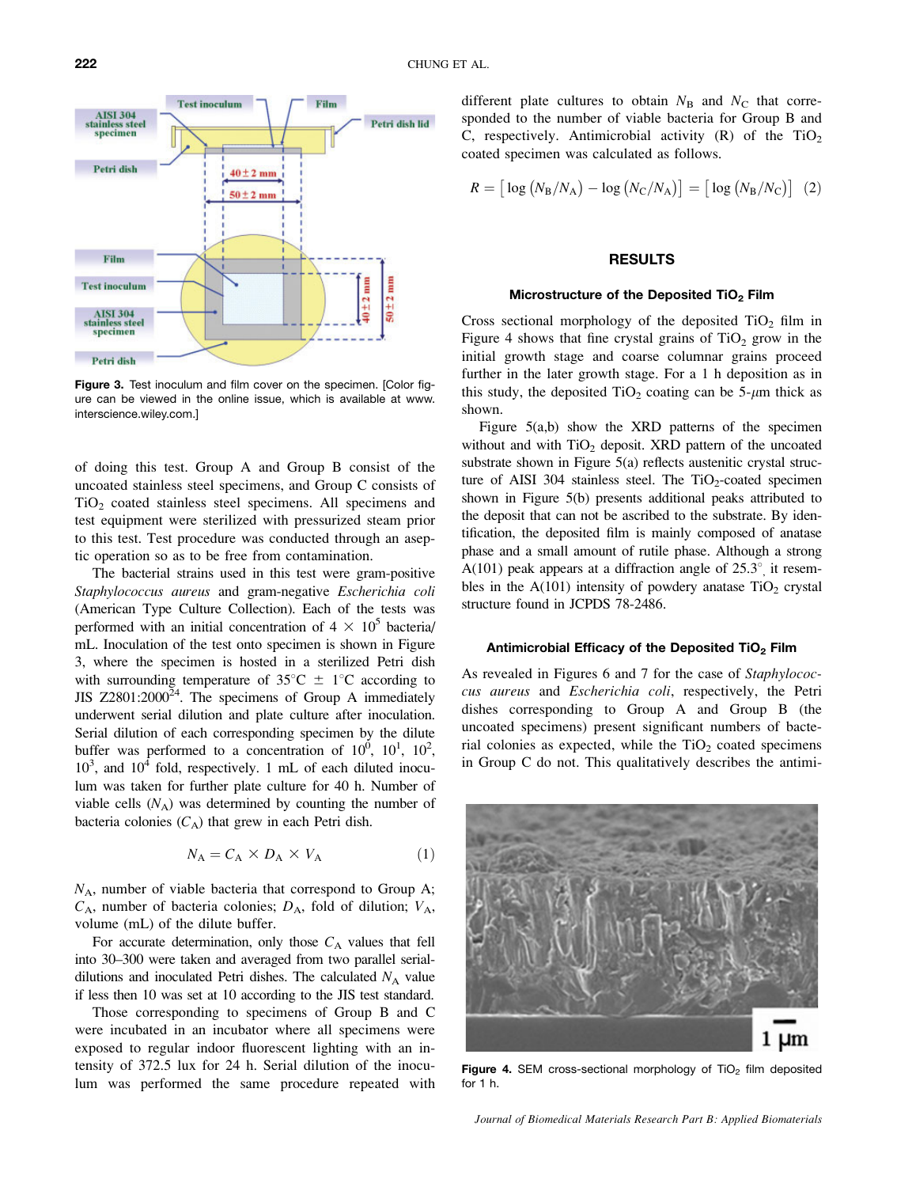Figure 3. Test inoculum and film cover on the specimen. [Color figure can be viewed in the online issue, which is available at www.interscience.wiley.com.]

of doing this test. Group A and Group B consist of the uncoated stainless steel specimens, and Group C consists of $TiO_2$ coated stainless steel specimens. All specimens and test equipment were sterilized with pressurized steam prior to this test. Test procedure was conducted through an aseptic operation so as to be free from contamination.

The bacterial strains used in this test were gram-positive *Staphylococcus aureus* and gram-negative *Escherichia coli* (American Type Culture Collection). Each of the tests was performed with an initial concentration of $4 \times 10^5$ bacteria/mL. Inoculation of the test onto specimen is shown in Figure 3, where the specimen is hosted in a sterilized Petri dish with surrounding temperature of 35°C ± 1°C according to JIS Z2801:2000[24]. The specimens of Group A immediately underwent serial dilution and plate culture after inoculation. Serial dilution of each corresponding specimen by the dilute buffer was performed to a concentration of $10^0$, $10^1$, $10^2$, $10^3$, and $10^4$ fold, respectively. 1 mL of each diluted inoculum was taken for further plate culture for 40 h. Number of viable cells ($N_A$) was determined by counting the number of bacteria colonies ($C_A$) that grew in each Petri dish.

$$N_A = C_A \times D_A \times V_A \tag{1}$$

$N_A$, number of viable bacteria that correspond to Group A; $C_A$, number of bacteria colonies; $D_A$, fold of dilution; $V_A$, volume (mL) of the dilute buffer.

For accurate determination, only those $C_A$ values that fell into 30–300 were taken and averaged from two parallel serial-dilutions and inoculated Petri dishes. The calculated $N_A$ value if less then 10 was set at 10 according to the JIS test standard.

Those corresponding to specimens of Group B and C were incubated in an incubator where all specimens were exposed to regular indoor fluorescent lighting with an intensity of 372.5 lux for 24 h. Serial dilution of the inoculum was performed the same procedure repeated with different plate cultures to obtain $N_B$ and $N_C$ that corresponded to the number of viable bacteria for Group B and C, respectively. Antimicrobial activity (R) of the $TiO_2$ coated specimen was calculated as follows.

$$R = [\log(N_B/N_A) - \log(N_C/N_A)] = [\log(N_B/N_C)] \tag{2}$$

## RESULTS

### Microstructure of the Deposited $TiO_2$ Film

Cross sectional morphology of the deposited $TiO_2$ film in Figure 4 shows that fine crystal grains of $TiO_2$ grow in the initial growth stage and coarse columnar grains proceed further in the later growth stage. For a 1 h deposition as in this study, the deposited $TiO_2$ coating can be 5-$\mu$m thick as shown.

Figure 5(a,b) show the XRD patterns of the specimen without and with $TiO_2$ deposit. XRD pattern of the uncoated substrate shown in Figure 5(a) reflects austenitic crystal structure of AISI 304 stainless steel. The $TiO_2$-coated specimen shown in Figure 5(b) presents additional peaks attributed to the deposit that can not be ascribed to the substrate. By identification, the deposited film is mainly composed of anatase phase and a small amount of rutile phase. Although a strong A(101) peak appears at a diffraction angle of 25.3°, it resembles in the A(101) intensity of powdery anatase $TiO_2$ crystal structure found in JCPDS 78-2486.

### Antimicrobial Efficacy of the Deposited $TiO_2$ Film

As revealed in Figures 6 and 7 for the case of *Staphylococcus aureus* and *Escherichia coli*, respectively, the Petri dishes corresponding to Group A and Group B (the uncoated specimens) present significant numbers of bacterial colonies as expected, while the $TiO_2$ coated specimens in Group C do not. This qualitatively describes the antimi-

Figure 4. SEM cross-sectional morphology of $TiO_2$ film deposited for 1 h.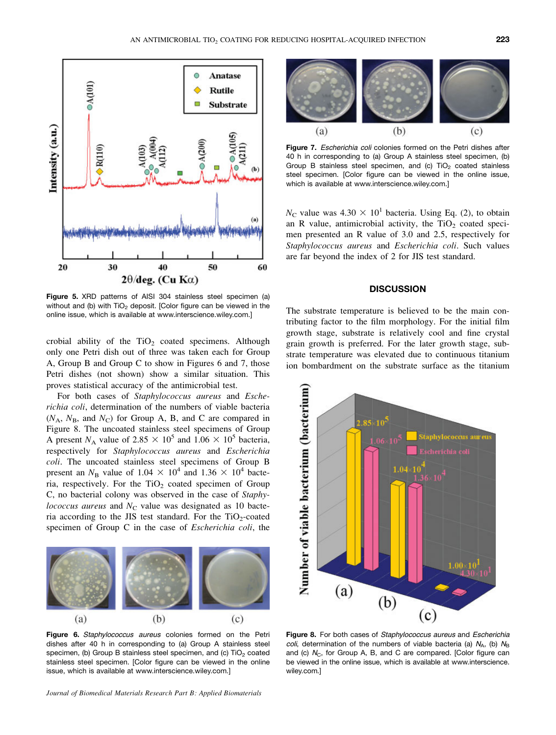Figure 5. XRD patterns of AISI 304 stainless steel specimen (a) without and (b) with $TiO_2$ deposit. [Color figure can be viewed in the online issue, which is available at www.interscience.wiley.com.]

crobial ability of the $TiO_2$ coated specimens. Although only one Petri dish out of three was taken each for Group A, Group B and Group C to show in Figures 6 and 7, those Petri dishes (not shown) show a similar situation. This proves statistical accuracy of the antimicrobial test.

For both cases of *Staphylococcus aureus* and *Escherichia coli*, determination of the numbers of viable bacteria ($N_A$, $N_B$, and $N_C$) for Group A, B, and C are compared in Figure 8. The uncoated stainless steel specimens of Group A present $N_A$ value of $2.85 \times 10^5$ and $1.06 \times 10^5$ bacteria, respectively for *Staphylococcus aureus* and *Escherichia coli*. The uncoated stainless steel specimens of Group B present an $N_B$ value of $1.04 \times 10^4$ and $1.36 \times 10^4$ bacteria, respectively. For the $TiO_2$ coated specimen of Group C, no bacterial colony was observed in the case of *Staphylococcus aureus* and $N_C$ value was designated as 10 bacteria according to the JIS test standard. For the $TiO_2$-coated specimen of Group C in the case of *Escherichia coli*, the $N_C$ value was $4.30 \times 10^1$ bacteria. Using Eq. (2), to obtain an R value, antimicrobial activity, the $TiO_2$ coated specimen presented an R value of 3.0 and 2.5, respectively for *Staphylococcus aureus* and *Escherichia coli*. Such values are far beyond the index of 2 for JIS test standard.

Figure 6. *Staphylococcus aureus* colonies formed on the Petri dishes after 40 h in corresponding to (a) Group A stainless steel specimen, (b) Group B stainless steel specimen, and (c) $TiO_2$ coated stainless steel specimen. [Color figure can be viewed in the online issue, which is available at www.interscience.wiley.com.]

Figure 7. *Escherichia coli* colonies formed on the Petri dishes after 40 h in corresponding to (a) Group A stainless steel specimen, (b) Group B stainless steel specimen, and (c) $TiO_2$ coated stainless steel specimen. [Color figure can be viewed in the online issue, which is available at www.interscience.wiley.com.]

## DISCUSSION

The substrate temperature is believed to be the main contributing factor to the film morphology. For the initial film growth stage, substrate is relatively cool and fine crystal grain growth is preferred. For the later growth stage, substrate temperature was elevated due to continuous titanium ion bombardment on the substrate surface as the titanium

Figure 8. For both cases of *Staphylococcus aureus* and *Escherichia coli*, determination of the numbers of viable bacteria (a) $N_A$, (b) $N_B$ and (c) $N_C$, for Group A, B, and C are compared. [Color figure can be viewed in the online issue, which is available at www.interscience.wiley.com.]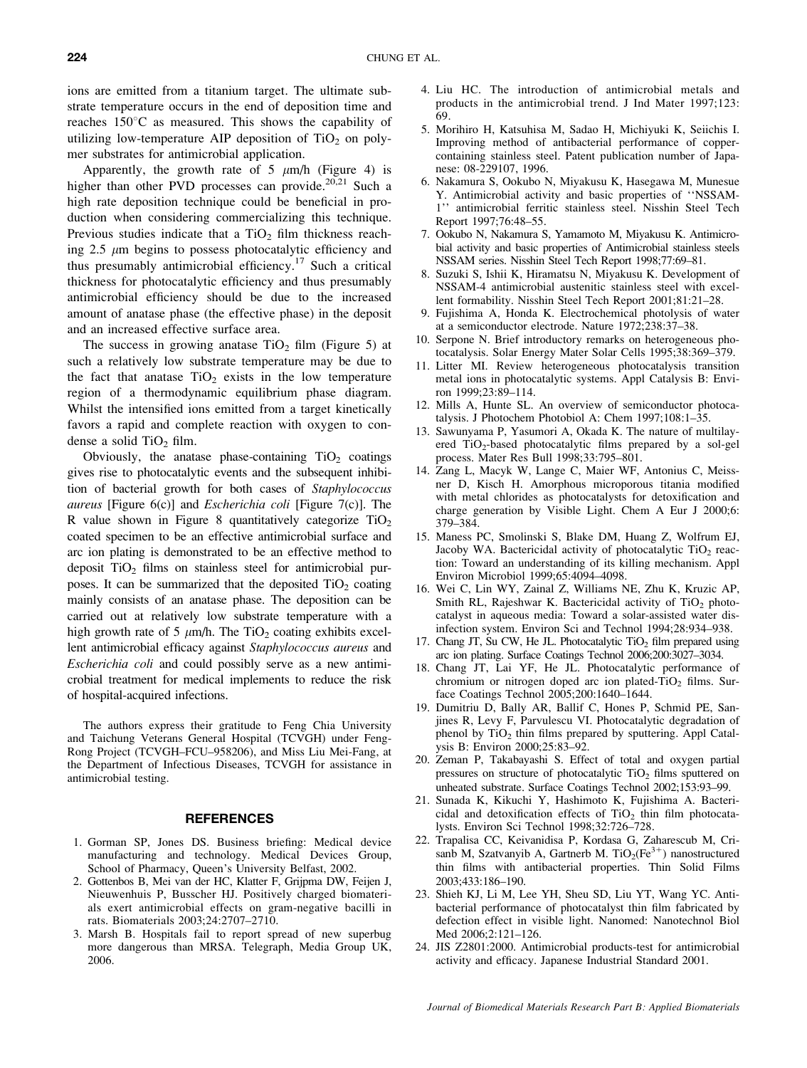ions are emitted from a titanium target. The ultimate substrate temperature occurs in the end of deposition time and reaches 150°C as measured. This shows the capability of utilizing low-temperature AIP deposition of $TiO_2$ on polymer substrates for antimicrobial application.

Apparently, the growth rate of 5 $\mu$m/h (Figure 4) is higher than other PVD processes can provide.[20,21] Such a high rate deposition technique could be beneficial in production when considering commercializing this technique. Previous studies indicate that a $TiO_2$ film thickness reaching 2.5 $\mu$m begins to possess photocatalytic efficiency and thus presumably antimicrobial efficiency.[17] Such a critical thickness for photocatalytic efficiency and thus presumably antimicrobial efficiency should be due to the increased amount of anatase phase (the effective phase) in the deposit and an increased effective surface area.

The success in growing anatase $TiO_2$ film (Figure 5) at such a relatively low substrate temperature may be due to the fact that anatase $TiO_2$ exists in the low temperature region of a thermodynamic equilibrium phase diagram. Whilst the intensified ions emitted from a target kinetically favors a rapid and complete reaction with oxygen to condense a solid $TiO_2$ film.

Obviously, the anatase phase-containing $TiO_2$ coatings gives rise to photocatalytic events and the subsequent inhibition of bacterial growth for both cases of *Staphylococcus aureus* [Figure 6(c)] and *Escherichia coli* [Figure 7(c)]. The R value shown in Figure 8 quantitatively categorize $TiO_2$ coated specimen to be an effective antimicrobial surface and arc ion plating is demonstrated to be an effective method to deposit $TiO_2$ films on stainless steel for antimicrobial purposes. It can be summarized that the deposited $TiO_2$ coating mainly consists of an anatase phase. The deposition can be carried out at relatively low substrate temperature with a high growth rate of 5 $\mu$m/h. The $TiO_2$ coating exhibits excellent antimicrobial efficacy against *Staphylococcus aureus* and *Escherichia coli* and could possibly serve as a new antimicrobial treatment for medical implements to reduce the risk of hospital-acquired infections.

The authors express their gratitude to Feng Chia University and Taichung Veterans General Hospital (TCVGH) under Feng-Rong Project (TCVGH–FCU–958206), and Miss Liu Mei-Fang, at the Department of Infectious Diseases, TCVGH for assistance in antimicrobial testing.

## REFERENCES

1. Gorman SP, Jones DS. Business briefing: Medical device manufacturing and technology. Medical Devices Group, School of Pharmacy, Queen's University Belfast, 2002.
2. Gottenbos B, Mei van der HC, Klatter F, Grijpma DW, Feijen J, Nieuwenhuis P, Busscher HJ. Positively charged biomaterials exert antimicrobial effects on gram-negative bacilli in rats. Biomaterials 2003;24:2707–2710.
3. Marsh B. Hospitals fail to report spread of new superbug more dangerous than MRSA. Telegraph, Media Group UK, 2006.
4. Liu HC. The introduction of antimicrobial metals and products in the antimicrobial trend. J Ind Mater 1997;123: 69.
5. Morihiro H, Katsuhisa M, Sadao H, Michiyuki K, Seiichis I. Improving method of antibacterial performance of copper-containing stainless steel. Patent publication number of Japanese: 08-229107, 1996.
6. Nakamura S, Ookubo N, Miyakusu K, Hasegawa M, Munesue Y. Antimicrobial activity and basic properties of ''NSSAM-1'' antimicrobial ferritic stainless steel. Nisshin Steel Tech Report 1997;76:48–55.
7. Ookubo N, Nakamura S, Yamamoto M, Miyakusu K. Antimicrobial activity and basic properties of Antimicrobial stainless steels NSSAM series. Nisshin Steel Tech Report 1998;77:69–81.
8. Suzuki S, Ishii K, Hiramatsu N, Miyakusu K. Development of NSSAM-4 antimicrobial austenitic stainless steel with excellent formability. Nisshin Steel Tech Report 2001;81:21–28.
9. Fujishima A, Honda K. Electrochemical photolysis of water at a semiconductor electrode. Nature 1972;238:37–38.
10. Serpone N. Brief introductory remarks on heterogeneous photocatalysis. Solar Energy Mater Solar Cells 1995;38:369–379.
11. Litter MI. Review heterogeneous photocatalysis transition metal ions in photocatalytic systems. Appl Catalysis B: Environ 1999;23:89–114.
12. Mills A, Hunte SL. An overview of semiconductor photocatalysis. J Photochem Photobiol A: Chem 1997;108:1–35.
13. Sawunyama P, Yasumori A, Okada K. The nature of multilayered $TiO_2$-based photocatalytic films prepared by a sol-gel process. Mater Res Bull 1998;33:795–801.
14. Zang L, Macyk W, Lange C, Maier WF, Antonius C, Meissner D, Kisch H. Amorphous microporous titania modified with metal chlorides as photocatalysts for detoxification and charge generation by Visible Light. Chem A Eur J 2000;6: 379–384.
15. Maness PC, Smolinski S, Blake DM, Huang Z, Wolfrum EJ, Jacoby WA. Bactericidal activity of photocatalytic $TiO_2$ reaction: Toward an understanding of its killing mechanism. Appl Environ Microbiol 1999;65:4094–4098.
16. Wei C, Lin WY, Zainal Z, Williams NE, Zhu K, Kruzic AP, Smith RL, Rajeshwar K. Bactericidal activity of $TiO_2$ photocatalyst in aqueous media: Toward a solar-assisted water disinfection system. Environ Sci and Technol 1994;28:934–938.
17. Chang JT, Su CW, He JL. Photocatalytic $TiO_2$ film prepared using arc ion plating. Surface Coatings Technol 2006;200:3027–3034.
18. Chang JT, Lai YF, He JL. Photocatalytic performance of chromium or nitrogen doped arc ion plated-$TiO_2$ films. Surface Coatings Technol 2005;200:1640–1644.
19. Dumitriu D, Bally AR, Ballif C, Hones P, Schmid PE, Sanjines R, Levy F, Parvulescu VI. Photocatalytic degradation of phenol by $TiO_2$ thin films prepared by sputtering. Appl Catalysis B: Environ 2000;25:83–92.
20. Zeman P, Takabayashi S. Effect of total and oxygen partial pressures on structure of photocatalytic $TiO_2$ films sputtered on unheated substrate. Surface Coatings Technol 2002;153:93–99.
21. Sunada K, Kikuchi Y, Hashimoto K, Fujishima A. Bactericidal and detoxification effects of $TiO_2$ thin film photocatalysts. Environ Sci Technol 1998;32:726–728.
22. Trapalisa CC, Keivanidisa P, Kordasa G, Zaharescub M, Crisanb M, Szatvanyib A, Gartnerb M. $TiO_2(Fe^{3+})$ nanostructured thin films with antibacterial properties. Thin Solid Films 2003;433:186–190.
23. Shieh KJ, Li M, Lee YH, Sheu SD, Liu YT, Wang YC. Antibacterial performance of photocatalyst thin film fabricated by defection effect in visible light. Nanomed: Nanotechnol Biol Med 2006;2:121–126.
24. JIS Z2801:2000. Antimicrobial products-test for antimicrobial activity and efficacy. Japanese Industrial Standard 2001.